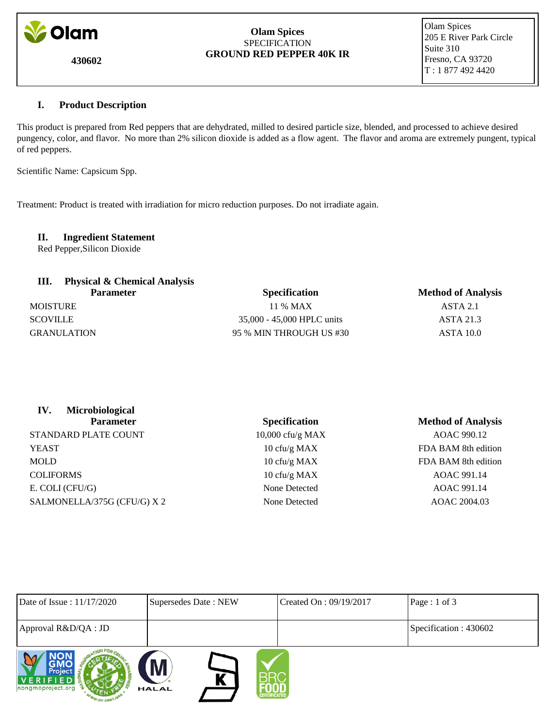**Olam**

**430602**

**Olam Spices**
SPECIFICATION
**GROUND RED PEPPER 40K IR**

Olam Spices
205 E River Park Circle
Suite 310
Fresno, CA 93720
T : 1 877 492 4420

## I. Product Description

This product is prepared from Red peppers that are dehydrated, milled to desired particle size, blended, and processed to achieve desired pungency, color, and flavor. No more than 2% silicon dioxide is added as a flow agent. The flavor and aroma are extremely pungent, typical of red peppers.

Scientific Name: Capsicum Spp.

Treatment: Product is treated with irradiation for micro reduction purposes. Do not irradiate again.

## II. Ingredient Statement

Red Pepper,Silicon Dioxide

## III. Physical & Chemical Analysis

| Parameter | Specification | Method of Analysis |
|---|---|---|
| MOISTURE | 11 % MAX | ASTA 2.1 |
| SCOVILLE | 35,000 - 45,000 HPLC units | ASTA 21.3 |
| GRANULATION | 95 % MIN THROUGH US #30 | ASTA 10.0 |

## IV. Microbiological

| Parameter | Specification | Method of Analysis |
|---|---|---|
| STANDARD PLATE COUNT | 10,000 cfu/g MAX | AOAC 990.12 |
| YEAST | 10 cfu/g MAX | FDA BAM 8th edition |
| MOLD | 10 cfu/g MAX | FDA BAM 8th edition |
| COLIFORMS | 10 cfu/g MAX | AOAC 991.14 |
| E. COLI (CFU/G) | None Detected | AOAC 991.14 |
| SALMONELLA/375G (CFU/G) X 2 | None Detected | AOAC 2004.03 |

| Date of Issue : 11/17/2020 | Supersedes Date : NEW | Created On : 09/19/2017 | Page : 1 of 3 |
|---|---|---|---|
| Approval R&D/QA : JD | | | Specification : 430602 |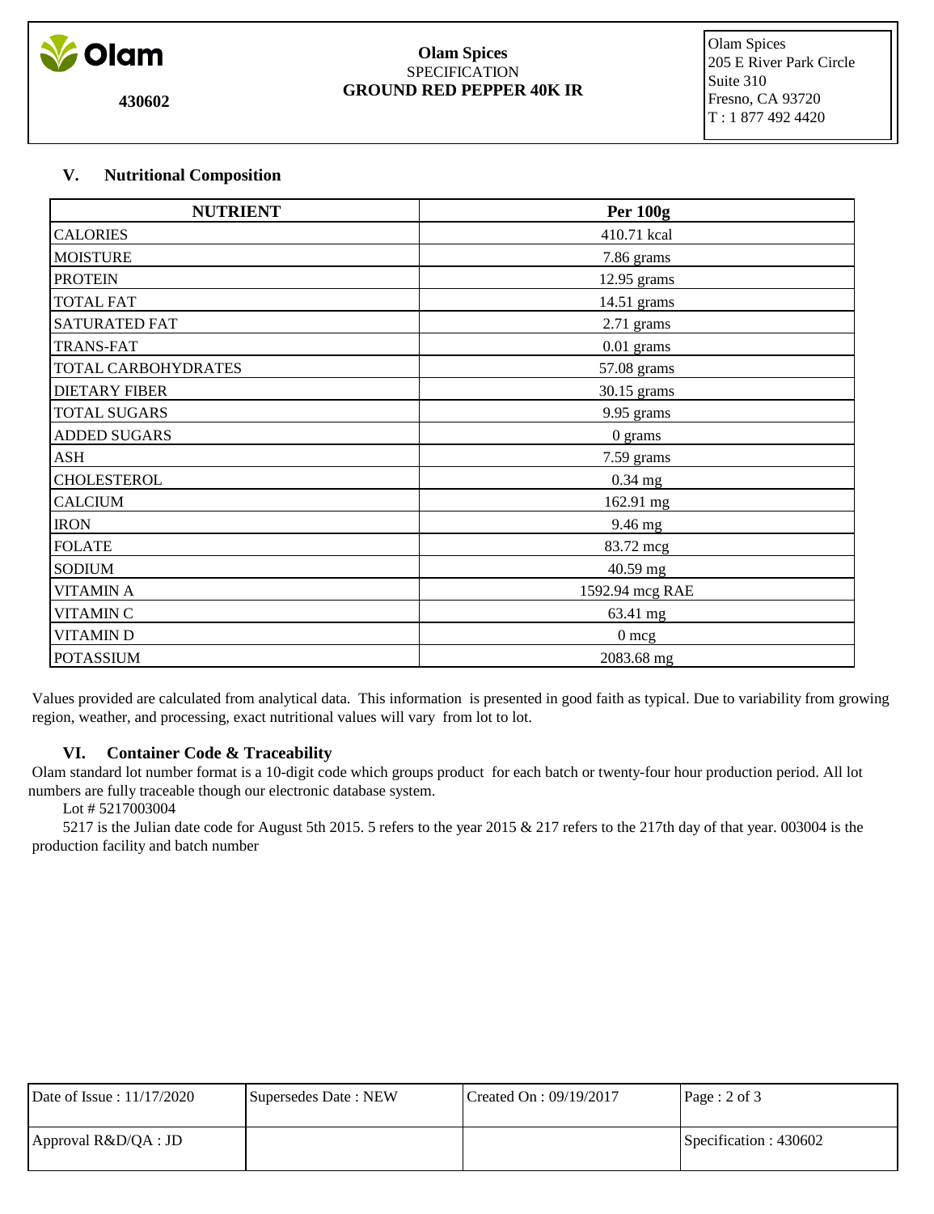## V. Nutritional Composition

| NUTRIENT | Per 100g |
|---|---|
| CALORIES | 410.71 kcal |
| MOISTURE | 7.86 grams |
| PROTEIN | 12.95 grams |
| TOTAL FAT | 14.51 grams |
| SATURATED FAT | 2.71 grams |
| TRANS-FAT | 0.01 grams |
| TOTAL CARBOHYDRATES | 57.08 grams |
| DIETARY FIBER | 30.15 grams |
| TOTAL SUGARS | 9.95 grams |
| ADDED SUGARS | 0 grams |
| ASH | 7.59 grams |
| CHOLESTEROL | 0.34 mg |
| CALCIUM | 162.91 mg |
| IRON | 9.46 mg |
| FOLATE | 83.72 mcg |
| SODIUM | 40.59 mg |
| VITAMIN A | 1592.94 mcg RAE |
| VITAMIN C | 63.41 mg |
| VITAMIN D | 0 mcg |
| POTASSIUM | 2083.68 mg |

Values provided are calculated from analytical data. This information is presented in good faith as typical. Due to variability from growing region, weather, and processing, exact nutritional values will vary from lot to lot.

## VI. Container Code & Traceability

Olam standard lot number format is a 10-digit code which groups product for each batch or twenty-four hour production period. All lot numbers are fully traceable though our electronic database system.

Lot # 5217003004

5217 is the Julian date code for August 5th 2015. 5 refers to the year 2015 & 217 refers to the 217th day of that year. 003004 is the production facility and batch number

| Date of Issue : 11/17/2020 | Supersedes Date : NEW | Created On : 09/19/2017 | Page : 2 of 3 |
|---|---|---|---|
| Approval R&D/QA : JD | | | Specification : 430602 |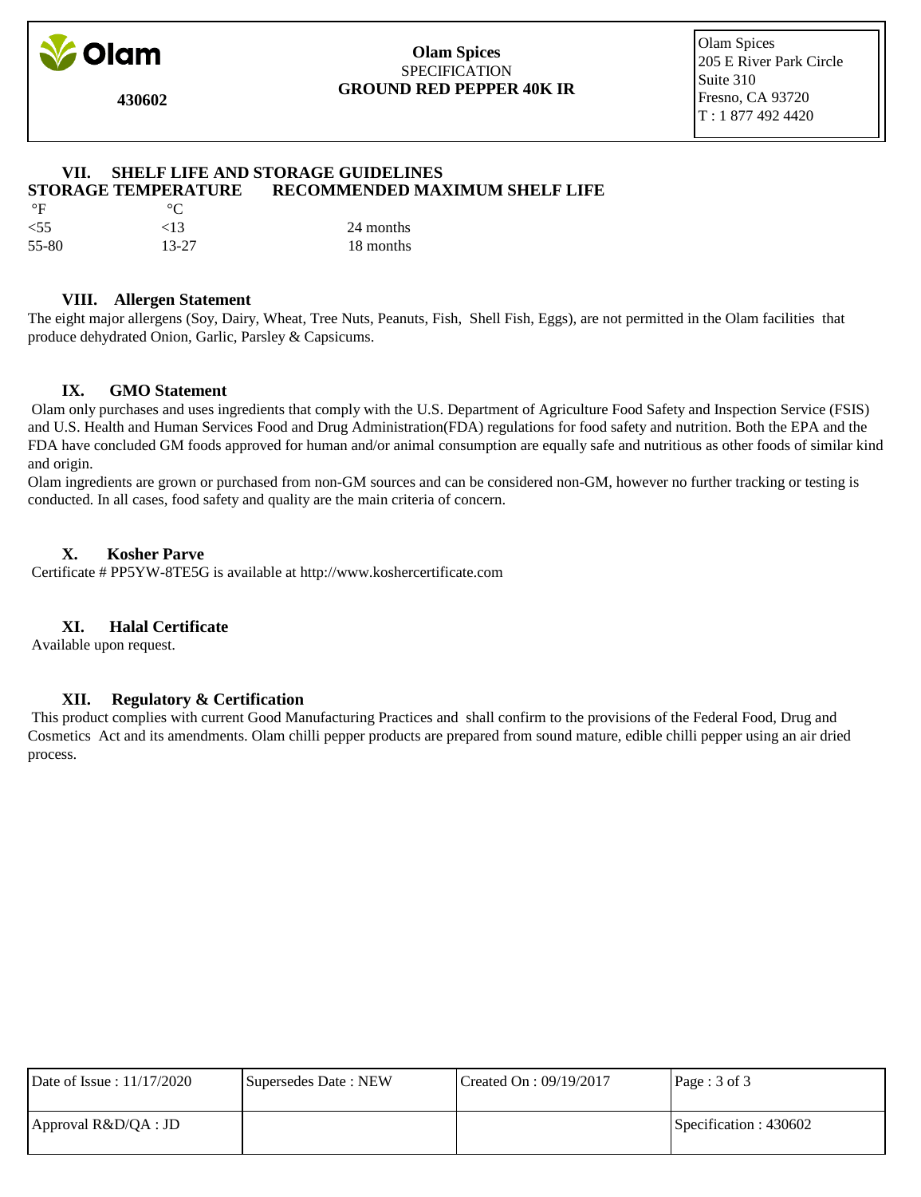## VII. SHELF LIFE AND STORAGE GUIDELINES

| STORAGE TEMPERATURE | | RECOMMENDED MAXIMUM SHELF LIFE |
|---|---|---|
| °F | °C | |
| <55 | <13 | 24 months |
| 55-80 | 13-27 | 18 months |

## VIII. Allergen Statement

The eight major allergens (Soy, Dairy, Wheat, Tree Nuts, Peanuts, Fish, Shell Fish, Eggs), are not permitted in the Olam facilities that produce dehydrated Onion, Garlic, Parsley & Capsicums.

## IX. GMO Statement

Olam only purchases and uses ingredients that comply with the U.S. Department of Agriculture Food Safety and Inspection Service (FSIS) and U.S. Health and Human Services Food and Drug Administration(FDA) regulations for food safety and nutrition. Both the EPA and the FDA have concluded GM foods approved for human and/or animal consumption are equally safe and nutritious as other foods of similar kind and origin.

Olam ingredients are grown or purchased from non-GM sources and can be considered non-GM, however no further tracking or testing is conducted. In all cases, food safety and quality are the main criteria of concern.

## X. Kosher Parve

Certificate # PP5YW-8TE5G is available at http://www.koshercertificate.com

## XI. Halal Certificate

Available upon request.

## XII. Regulatory & Certification

This product complies with current Good Manufacturing Practices and shall confirm to the provisions of the Federal Food, Drug and Cosmetics Act and its amendments. Olam chilli pepper products are prepared from sound mature, edible chilli pepper using an air dried process.